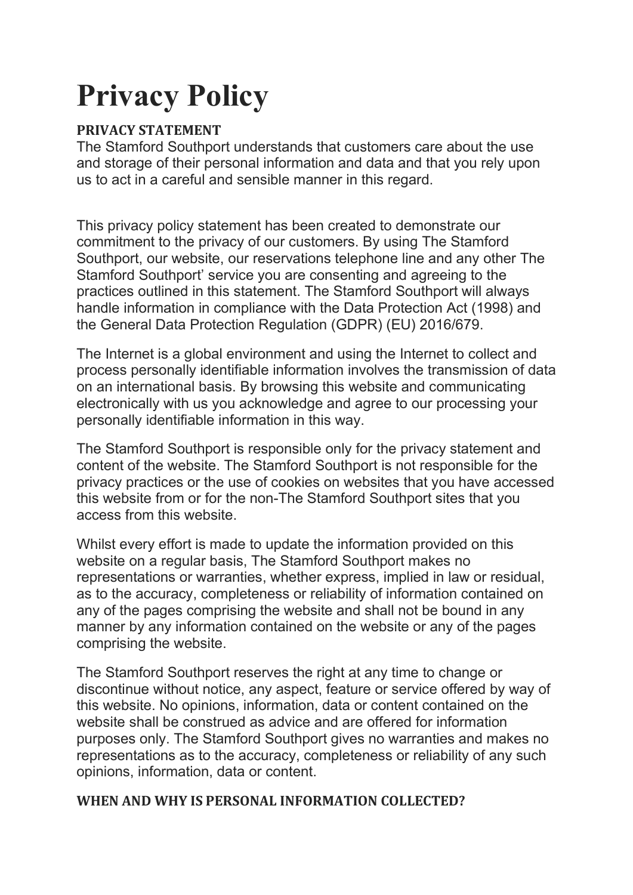# Privacy Policy

**PRIVACY STATEMENT**

The Stamford Southport understands that customers care about the use and storage of their personal information and data and that you rely upon us to act in a careful and sensible manner in this regard.

This privacy policy statement has been created to demonstrate our commitment to the privacy of our customers. By using The Stamford Southport, our website, our reservations telephone line and any other The Stamford Southport' service you are consenting and agreeing to the practices outlined in this statement. The Stamford Southport will always handle information in compliance with the Data Protection Act (1998) and the General Data Protection Regulation (GDPR) (EU) 2016/679.

The Internet is a global environment and using the Internet to collect and process personally identifiable information involves the transmission of data on an international basis. By browsing this website and communicating electronically with us you acknowledge and agree to our processing your personally identifiable information in this way.

The Stamford Southport is responsible only for the privacy statement and content of the website. The Stamford Southport is not responsible for the privacy practices or the use of cookies on websites that you have accessed this website from or for the non-The Stamford Southport sites that you access from this website.

Whilst every effort is made to update the information provided on this website on a regular basis, The Stamford Southport makes no representations or warranties, whether express, implied in law or residual, as to the accuracy, completeness or reliability of information contained on any of the pages comprising the website and shall not be bound in any manner by any information contained on the website or any of the pages comprising the website.

The Stamford Southport reserves the right at any time to change or discontinue without notice, any aspect, feature or service offered by way of this website. No opinions, information, data or content contained on the website shall be construed as advice and are offered for information purposes only. The Stamford Southport gives no warranties and makes no representations as to the accuracy, completeness or reliability of any such opinions, information, data or content.

**WHEN AND WHY IS PERSONAL INFORMATION COLLECTED?**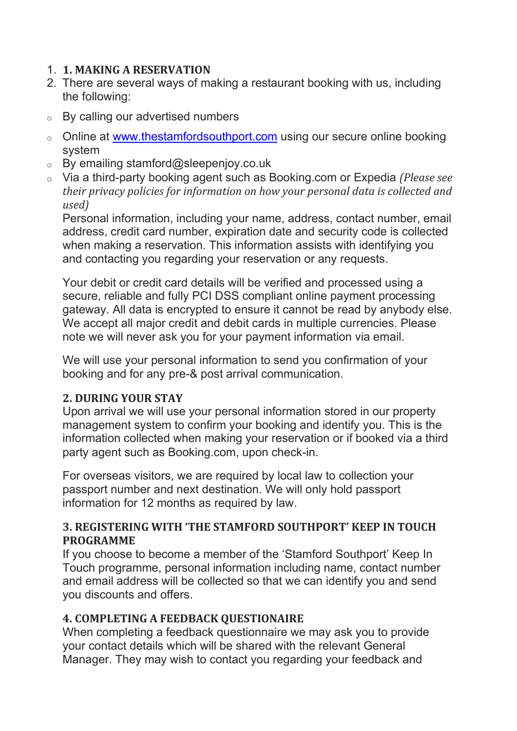1. **1. MAKING A RESERVATION**
2. There are several ways of making a restaurant booking with us, including the following:

- By calling our advertised numbers
- Online at [www.thestamfordsouthport.com](http://www.thestamfordsouthport.com) using our secure online booking system
- By emailing stamford@sleepenjoy.co.uk
- Via a third-party booking agent such as Booking.com or Expedia *(Please see their privacy policies for information on how your personal data is collected and used)*

Personal information, including your name, address, contact number, email address, credit card number, expiration date and security code is collected when making a reservation. This information assists with identifying you and contacting you regarding your reservation or any requests.

Your debit or credit card details will be verified and processed using a secure, reliable and fully PCI DSS compliant online payment processing gateway. All data is encrypted to ensure it cannot be read by anybody else. We accept all major credit and debit cards in multiple currencies. Please note we will never ask you for your payment information via email.

We will use your personal information to send you confirmation of your booking and for any pre-& post arrival communication.

**2. DURING YOUR STAY**

Upon arrival we will use your personal information stored in our property management system to confirm your booking and identify you. This is the information collected when making your reservation or if booked via a third party agent such as Booking.com, upon check-in.

For overseas visitors, we are required by local law to collection your passport number and next destination. We will only hold passport information for 12 months as required by law.

**3. REGISTERING WITH 'THE STAMFORD SOUTHPORT' KEEP IN TOUCH PROGRAMME**

If you choose to become a member of the 'Stamford Southport' Keep In Touch programme, personal information including name, contact number and email address will be collected so that we can identify you and send you discounts and offers.

**4. COMPLETING A FEEDBACK QUESTIONAIRE**

When completing a feedback questionnaire we may ask you to provide your contact details which will be shared with the relevant General Manager. They may wish to contact you regarding your feedback and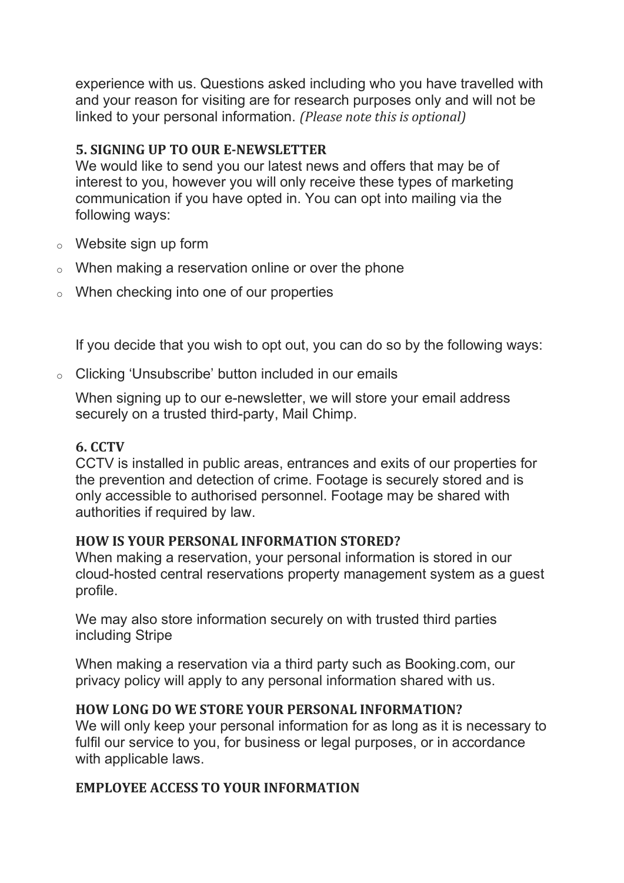experience with us. Questions asked including who you have travelled with and your reason for visiting are for research purposes only and will not be linked to your personal information. *(Please note this is optional)*

### 5. SIGNING UP TO OUR E-NEWSLETTER

We would like to send you our latest news and offers that may be of interest to you, however you will only receive these types of marketing communication if you have opted in. You can opt into mailing via the following ways:

- Website sign up form
- When making a reservation online or over the phone
- When checking into one of our properties

If you decide that you wish to opt out, you can do so by the following ways:

- Clicking 'Unsubscribe' button included in our emails

When signing up to our e-newsletter, we will store your email address securely on a trusted third-party, Mail Chimp.

### 6. CCTV

CCTV is installed in public areas, entrances and exits of our properties for the prevention and detection of crime. Footage is securely stored and is only accessible to authorised personnel. Footage may be shared with authorities if required by law.

### HOW IS YOUR PERSONAL INFORMATION STORED?

When making a reservation, your personal information is stored in our cloud-hosted central reservations property management system as a guest profile.

We may also store information securely on with trusted third parties including Stripe

When making a reservation via a third party such as Booking.com, our privacy policy will apply to any personal information shared with us.

### HOW LONG DO WE STORE YOUR PERSONAL INFORMATION?

We will only keep your personal information for as long as it is necessary to fulfil our service to you, for business or legal purposes, or in accordance with applicable laws.

### EMPLOYEE ACCESS TO YOUR INFORMATION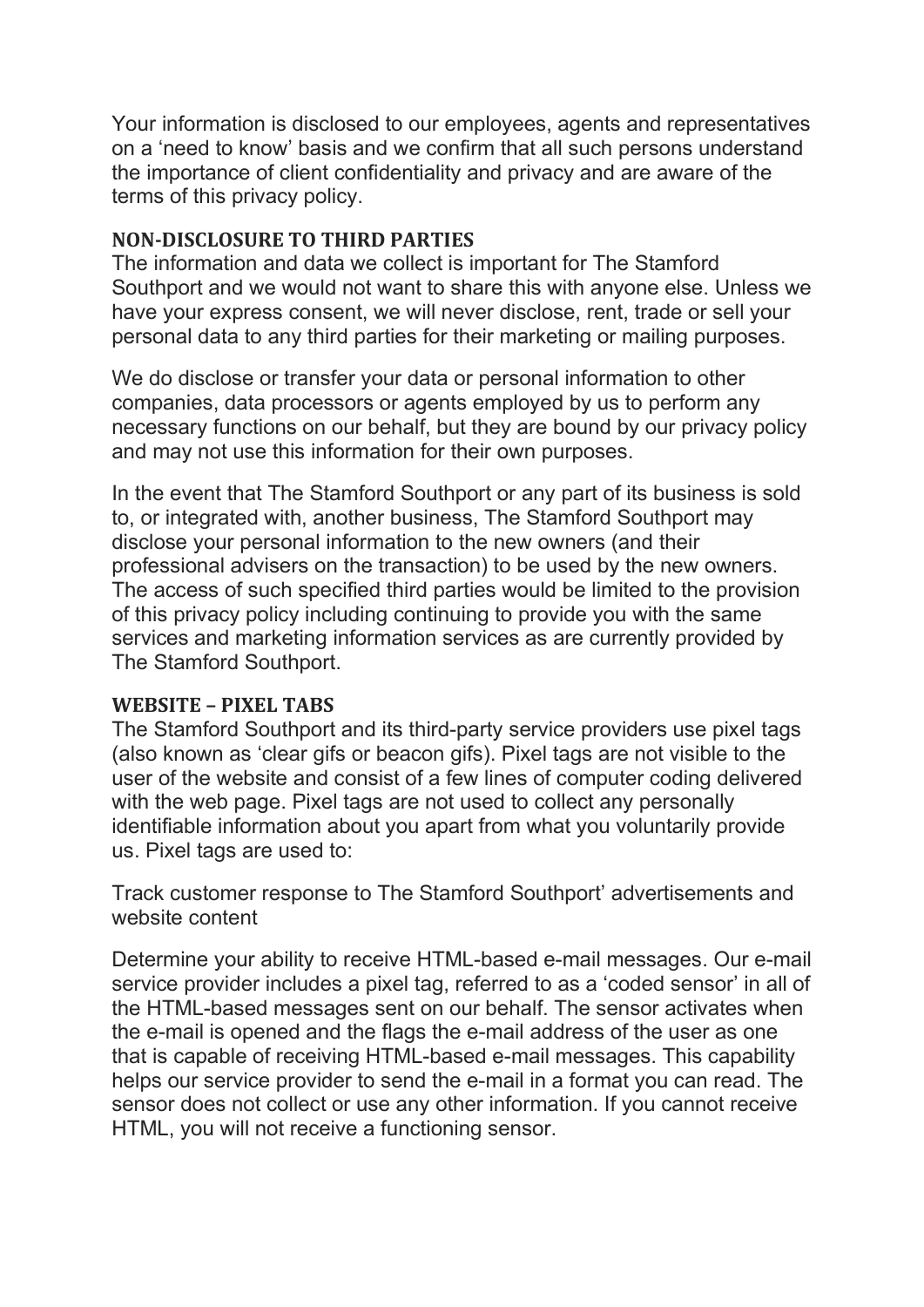Your information is disclosed to our employees, agents and representatives on a 'need to know' basis and we confirm that all such persons understand the importance of client confidentiality and privacy and are aware of the terms of this privacy policy.

**NON-DISCLOSURE TO THIRD PARTIES**

The information and data we collect is important for The Stamford Southport and we would not want to share this with anyone else. Unless we have your express consent, we will never disclose, rent, trade or sell your personal data to any third parties for their marketing or mailing purposes.

We do disclose or transfer your data or personal information to other companies, data processors or agents employed by us to perform any necessary functions on our behalf, but they are bound by our privacy policy and may not use this information for their own purposes.

In the event that The Stamford Southport or any part of its business is sold to, or integrated with, another business, The Stamford Southport may disclose your personal information to the new owners (and their professional advisers on the transaction) to be used by the new owners. The access of such specified third parties would be limited to the provision of this privacy policy including continuing to provide you with the same services and marketing information services as are currently provided by The Stamford Southport.

**WEBSITE – PIXEL TABS**

The Stamford Southport and its third-party service providers use pixel tags (also known as 'clear gifs or beacon gifs). Pixel tags are not visible to the user of the website and consist of a few lines of computer coding delivered with the web page. Pixel tags are not used to collect any personally identifiable information about you apart from what you voluntarily provide us. Pixel tags are used to:

Track customer response to The Stamford Southport' advertisements and website content

Determine your ability to receive HTML-based e-mail messages. Our e-mail service provider includes a pixel tag, referred to as a 'coded sensor' in all of the HTML-based messages sent on our behalf. The sensor activates when the e-mail is opened and the flags the e-mail address of the user as one that is capable of receiving HTML-based e-mail messages. This capability helps our service provider to send the e-mail in a format you can read. The sensor does not collect or use any other information. If you cannot receive HTML, you will not receive a functioning sensor.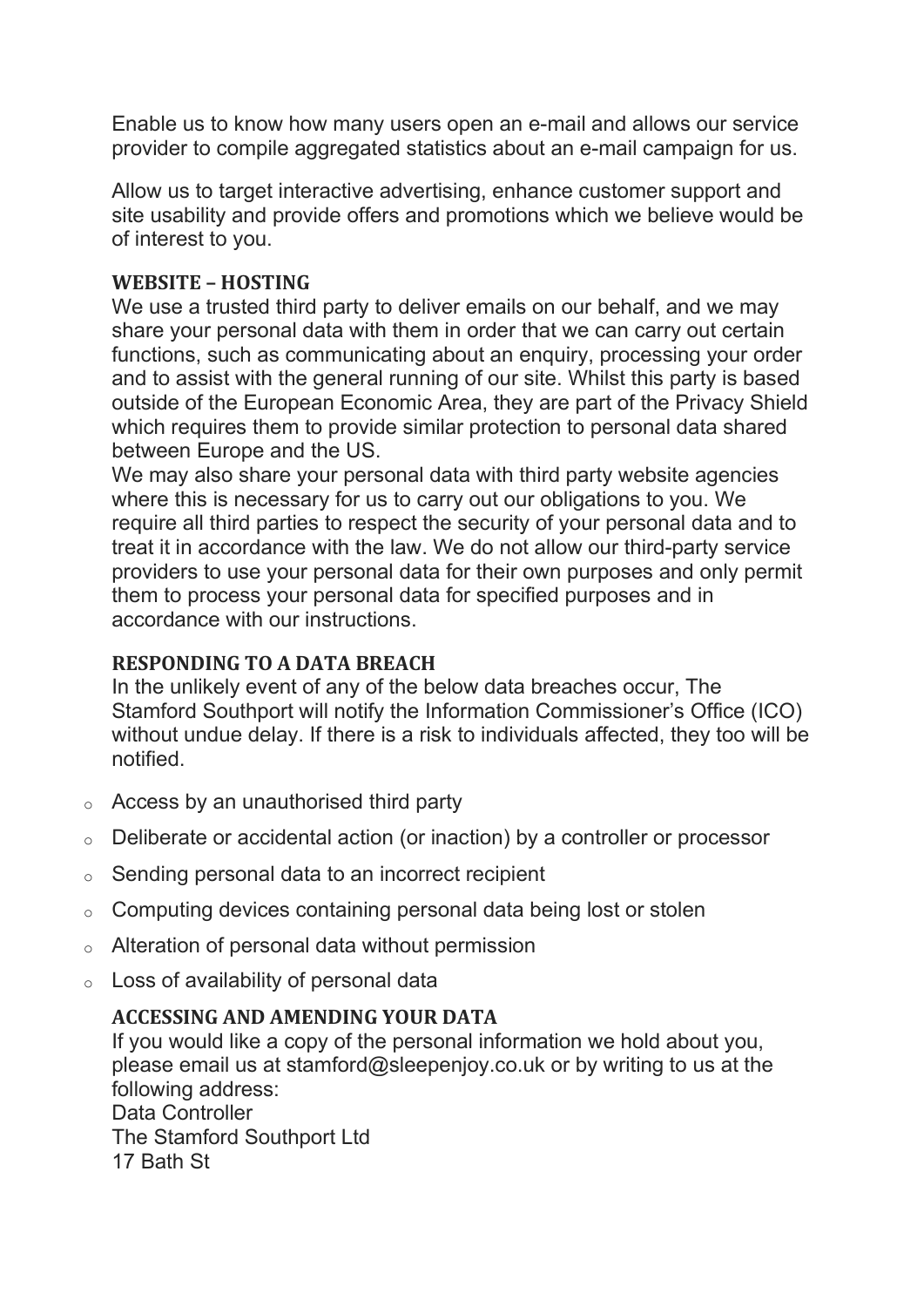Enable us to know how many users open an e-mail and allows our service provider to compile aggregated statistics about an e-mail campaign for us.

Allow us to target interactive advertising, enhance customer support and site usability and provide offers and promotions which we believe would be of interest to you.

**WEBSITE – HOSTING**

We use a trusted third party to deliver emails on our behalf, and we may share your personal data with them in order that we can carry out certain functions, such as communicating about an enquiry, processing your order and to assist with the general running of our site. Whilst this party is based outside of the European Economic Area, they are part of the Privacy Shield which requires them to provide similar protection to personal data shared between Europe and the US.

We may also share your personal data with third party website agencies where this is necessary for us to carry out our obligations to you. We require all third parties to respect the security of your personal data and to treat it in accordance with the law. We do not allow our third-party service providers to use your personal data for their own purposes and only permit them to process your personal data for specified purposes and in accordance with our instructions.

**RESPONDING TO A DATA BREACH**

In the unlikely event of any of the below data breaches occur, The Stamford Southport will notify the Information Commissioner's Office (ICO) without undue delay. If there is a risk to individuals affected, they too will be notified.

- Access by an unauthorised third party
- Deliberate or accidental action (or inaction) by a controller or processor
- Sending personal data to an incorrect recipient
- Computing devices containing personal data being lost or stolen
- Alteration of personal data without permission
- Loss of availability of personal data

**ACCESSING AND AMENDING YOUR DATA**

If you would like a copy of the personal information we hold about you, please email us at stamford@sleepenjoy.co.uk or by writing to us at the following address:
Data Controller
The Stamford Southport Ltd
17 Bath St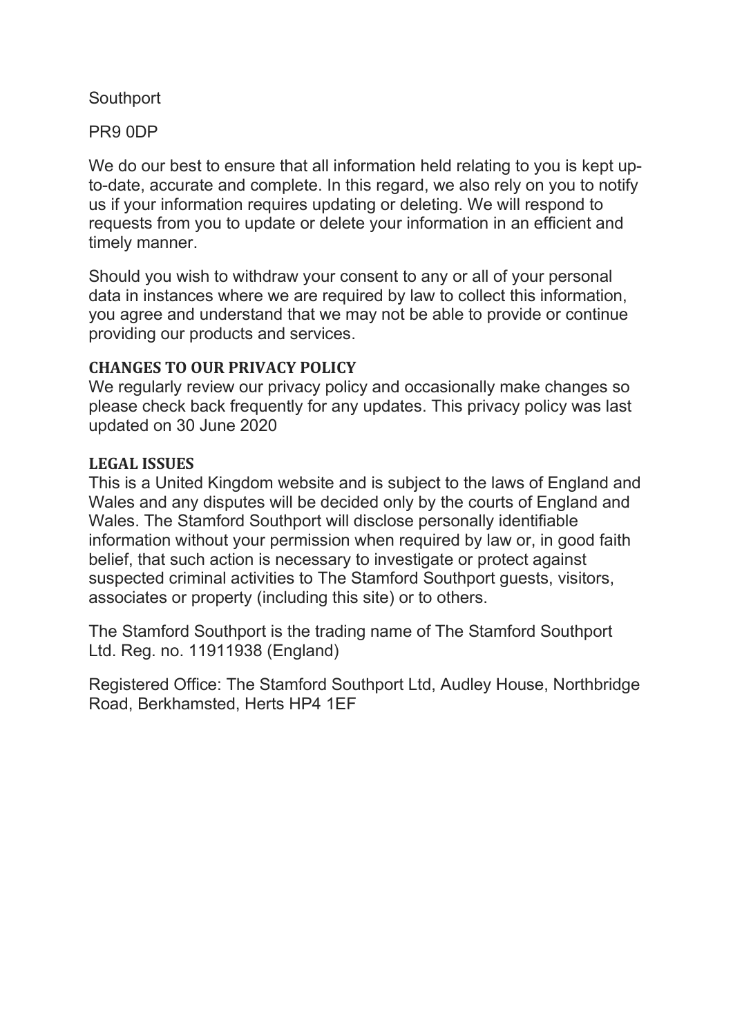Southport

PR9 0DP

We do our best to ensure that all information held relating to you is kept up-to-date, accurate and complete. In this regard, we also rely on you to notify us if your information requires updating or deleting. We will respond to requests from you to update or delete your information in an efficient and timely manner.

Should you wish to withdraw your consent to any or all of your personal data in instances where we are required by law to collect this information, you agree and understand that we may not be able to provide or continue providing our products and services.

**CHANGES TO OUR PRIVACY POLICY**

We regularly review our privacy policy and occasionally make changes so please check back frequently for any updates. This privacy policy was last updated on 30 June 2020

**LEGAL ISSUES**

This is a United Kingdom website and is subject to the laws of England and Wales and any disputes will be decided only by the courts of England and Wales. The Stamford Southport will disclose personally identifiable information without your permission when required by law or, in good faith belief, that such action is necessary to investigate or protect against suspected criminal activities to The Stamford Southport guests, visitors, associates or property (including this site) or to others.

The Stamford Southport is the trading name of The Stamford Southport Ltd. Reg. no. 11911938 (England)

Registered Office: The Stamford Southport Ltd, Audley House, Northbridge Road, Berkhamsted, Herts HP4 1EF